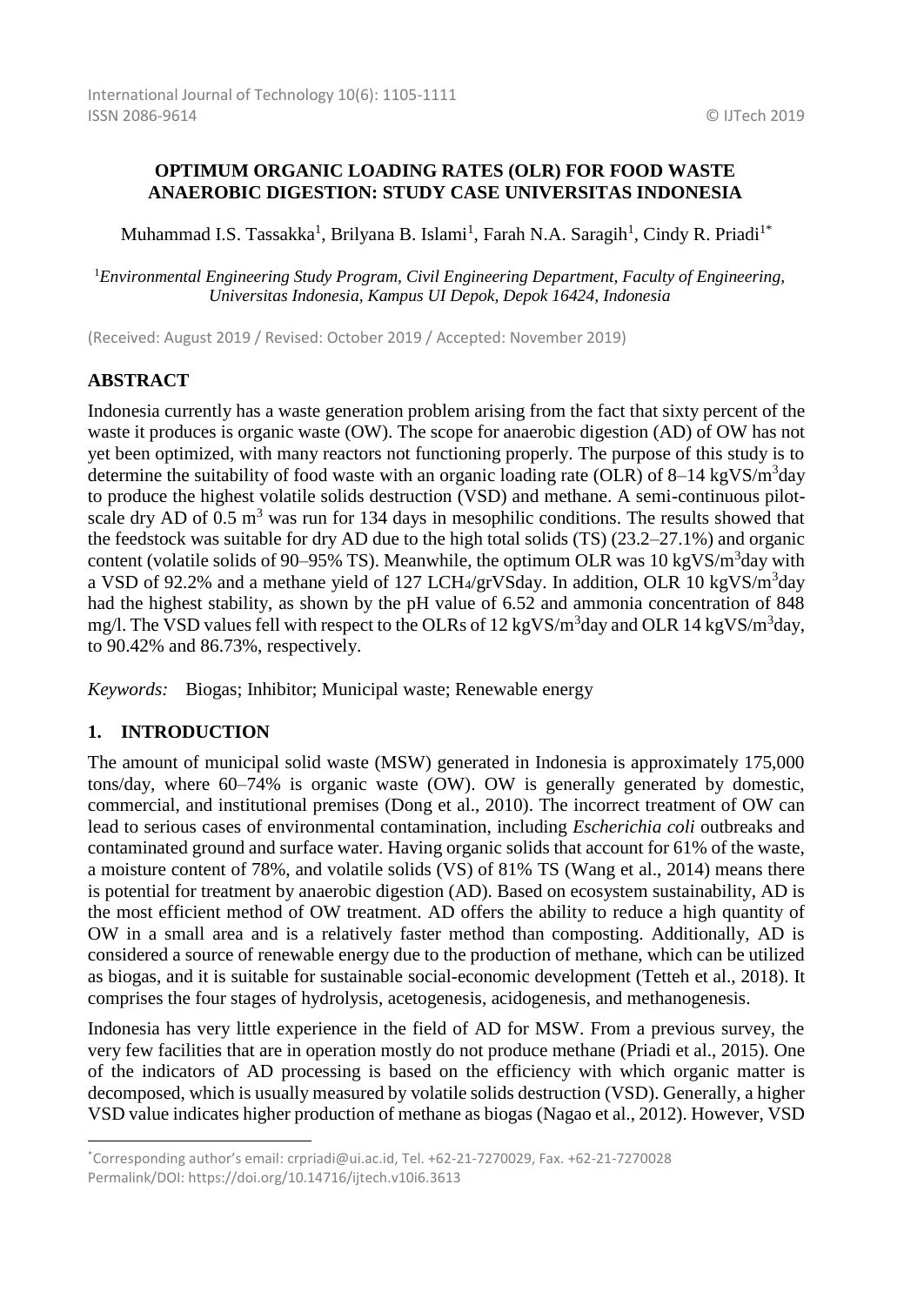# OPTIMUM ORGANIC LOADING RATES (OLR) FOR FOOD WASTE ANAEROBIC DIGESTION: STUDY CASE UNIVERSITAS INDONESIA

Muhammad I.S. Tassakka[1], Brilyana B. Islami[1], Farah N.A. Saragih[1], Cindy R. Priadi[1*]

[1] *Environmental Engineering Study Program, Civil Engineering Department, Faculty of Engineering, Universitas Indonesia, Kampus UI Depok, Depok 16424, Indonesia*

(Received: August 2019 / Revised: October 2019 / Accepted: November 2019)

## ABSTRACT

Indonesia currently has a waste generation problem arising from the fact that sixty percent of the waste it produces is organic waste (OW). The scope for anaerobic digestion (AD) of OW has not yet been optimized, with many reactors not functioning properly. The purpose of this study is to determine the suitability of food waste with an organic loading rate (OLR) of 8–14 kgVS/m$^3$day to produce the highest volatile solids destruction (VSD) and methane. A semi-continuous pilot-scale dry AD of 0.5 m$^3$ was run for 134 days in mesophilic conditions. The results showed that the feedstock was suitable for dry AD due to the high total solids (TS) (23.2–27.1%) and organic content (volatile solids of 90–95% TS). Meanwhile, the optimum OLR was 10 kgVS/m$^3$day with a VSD of 92.2% and a methane yield of 127 L$CH_4$/grVSday. In addition, OLR 10 kgVS/m$^3$day had the highest stability, as shown by the pH value of 6.52 and ammonia concentration of 848 mg/l. The VSD values fell with respect to the OLRs of 12 kgVS/m$^3$day and OLR 14 kgVS/m$^3$day, to 90.42% and 86.73%, respectively.

*Keywords:* Biogas; Inhibitor; Municipal waste; Renewable energy

## 1. INTRODUCTION

The amount of municipal solid waste (MSW) generated in Indonesia is approximately 175,000 tons/day, where 60–74% is organic waste (OW). OW is generally generated by domestic, commercial, and institutional premises (Dong et al., 2010). The incorrect treatment of OW can lead to serious cases of environmental contamination, including *Escherichia coli* outbreaks and contaminated ground and surface water. Having organic solids that account for 61% of the waste, a moisture content of 78%, and volatile solids (VS) of 81% TS (Wang et al., 2014) means there is potential for treatment by anaerobic digestion (AD). Based on ecosystem sustainability, AD is the most efficient method of OW treatment. AD offers the ability to reduce a high quantity of OW in a small area and is a relatively faster method than composting. Additionally, AD is considered a source of renewable energy due to the production of methane, which can be utilized as biogas, and it is suitable for sustainable social-economic development (Tetteh et al., 2018). It comprises the four stages of hydrolysis, acetogenesis, acidogenesis, and methanogenesis.

Indonesia has very little experience in the field of AD for MSW. From a previous survey, the very few facilities that are in operation mostly do not produce methane (Priadi et al., 2015). One of the indicators of AD processing is based on the efficiency with which organic matter is decomposed, which is usually measured by volatile solids destruction (VSD). Generally, a higher VSD value indicates higher production of methane as biogas (Nagao et al., 2012). However, VSD

*Corresponding author's email: crpriadi@ui.ac.id, Tel. +62-21-7270029, Fax. +62-21-7270028
Permalink/DOI: https://doi.org/10.14716/ijtech.v10i6.3613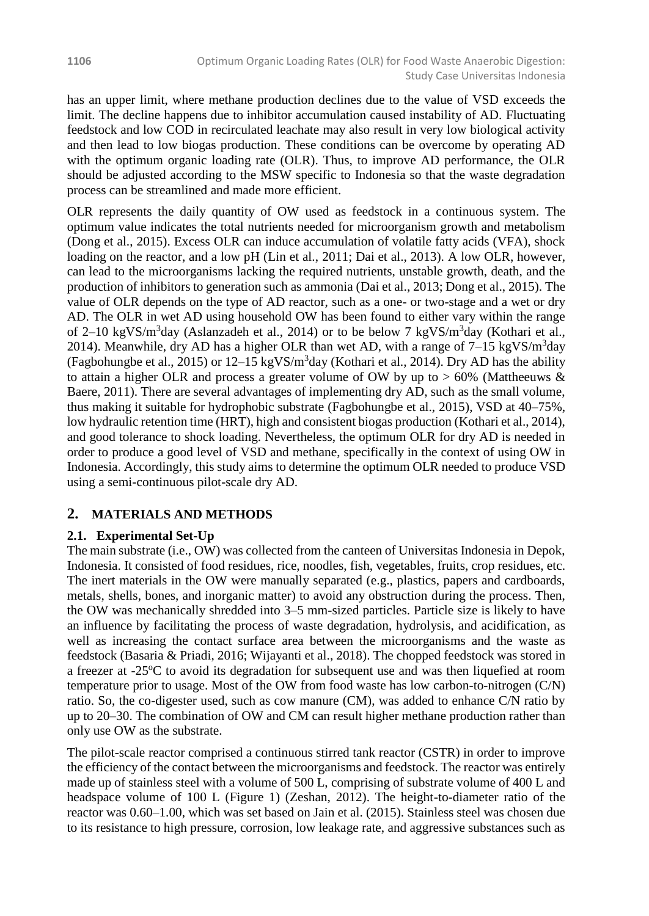has an upper limit, where methane production declines due to the value of VSD exceeds the limit. The decline happens due to inhibitor accumulation caused instability of AD. Fluctuating feedstock and low COD in recirculated leachate may also result in very low biological activity and then lead to low biogas production. These conditions can be overcome by operating AD with the optimum organic loading rate (OLR). Thus, to improve AD performance, the OLR should be adjusted according to the MSW specific to Indonesia so that the waste degradation process can be streamlined and made more efficient.

OLR represents the daily quantity of OW used as feedstock in a continuous system. The optimum value indicates the total nutrients needed for microorganism growth and metabolism (Dong et al., 2015). Excess OLR can induce accumulation of volatile fatty acids (VFA), shock loading on the reactor, and a low pH (Lin et al., 2011; Dai et al., 2013). A low OLR, however, can lead to the microorganisms lacking the required nutrients, unstable growth, death, and the production of inhibitors to generation such as ammonia (Dai et al., 2013; Dong et al., 2015). The value of OLR depends on the type of AD reactor, such as a one- or two-stage and a wet or dry AD. The OLR in wet AD using household OW has been found to either vary within the range of 2–10 kgVS/m$^3$day (Aslanzadeh et al., 2014) or to be below 7 kgVS/m$^3$day (Kothari et al., 2014). Meanwhile, dry AD has a higher OLR than wet AD, with a range of 7–15 kgVS/m$^3$day (Fagbohungbe et al., 2015) or 12–15 kgVS/m$^3$day (Kothari et al., 2014). Dry AD has the ability to attain a higher OLR and process a greater volume of OW by up to > 60% (Mattheeuws & Baere, 2011). There are several advantages of implementing dry AD, such as the small volume, thus making it suitable for hydrophobic substrate (Fagbohungbe et al., 2015), VSD at 40–75%, low hydraulic retention time (HRT), high and consistent biogas production (Kothari et al., 2014), and good tolerance to shock loading. Nevertheless, the optimum OLR for dry AD is needed in order to produce a good level of VSD and methane, specifically in the context of using OW in Indonesia. Accordingly, this study aims to determine the optimum OLR needed to produce VSD using a semi-continuous pilot-scale dry AD.

## 2. MATERIALS AND METHODS

### 2.1. Experimental Set-Up

The main substrate (i.e., OW) was collected from the canteen of Universitas Indonesia in Depok, Indonesia. It consisted of food residues, rice, noodles, fish, vegetables, fruits, crop residues, etc. The inert materials in the OW were manually separated (e.g., plastics, papers and cardboards, metals, shells, bones, and inorganic matter) to avoid any obstruction during the process. Then, the OW was mechanically shredded into 3–5 mm-sized particles. Particle size is likely to have an influence by facilitating the process of waste degradation, hydrolysis, and acidification, as well as increasing the contact surface area between the microorganisms and the waste as feedstock (Basaria & Priadi, 2016; Wijayanti et al., 2018). The chopped feedstock was stored in a freezer at -25$^o$C to avoid its degradation for subsequent use and was then liquefied at room temperature prior to usage. Most of the OW from food waste has low carbon-to-nitrogen (C/N) ratio. So, the co-digester used, such as cow manure (CM), was added to enhance C/N ratio by up to 20–30. The combination of OW and CM can result higher methane production rather than only use OW as the substrate.

The pilot-scale reactor comprised a continuous stirred tank reactor (CSTR) in order to improve the efficiency of the contact between the microorganisms and feedstock. The reactor was entirely made up of stainless steel with a volume of 500 L, comprising of substrate volume of 400 L and headspace volume of 100 L (Figure 1) (Zeshan, 2012). The height-to-diameter ratio of the reactor was 0.60–1.00, which was set based on Jain et al. (2015). Stainless steel was chosen due to its resistance to high pressure, corrosion, low leakage rate, and aggressive substances such as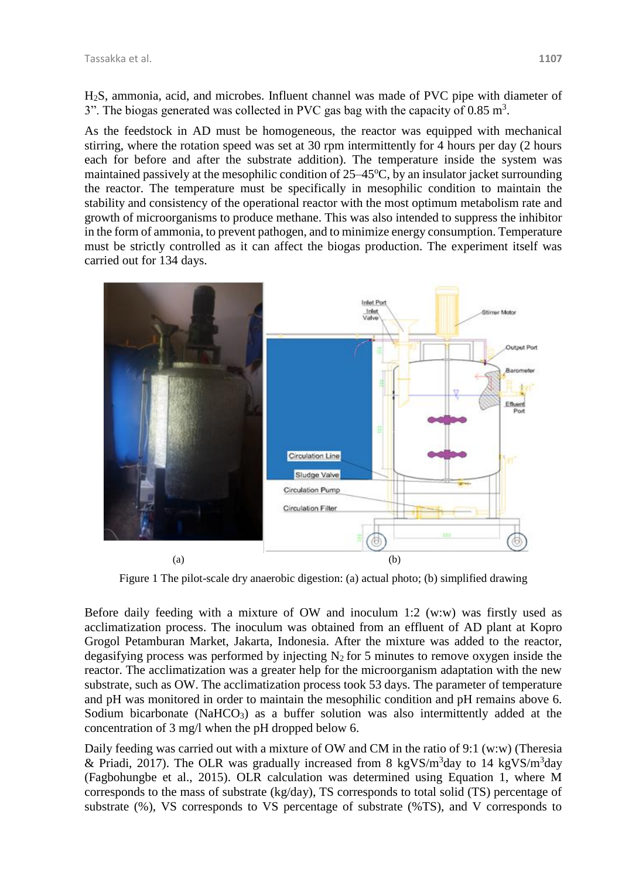$H_2S$, ammonia, acid, and microbes. Influent channel was made of PVC pipe with diameter of 3". The biogas generated was collected in PVC gas bag with the capacity of 0.85 $m^3$.

As the feedstock in AD must be homogeneous, the reactor was equipped with mechanical stirring, where the rotation speed was set at 30 rpm intermittently for 4 hours per day (2 hours each for before and after the substrate addition). The temperature inside the system was maintained passively at the mesophilic condition of 25–45°C, by an insulator jacket surrounding the reactor. The temperature must be specifically in mesophilic condition to maintain the stability and consistency of the operational reactor with the most optimum metabolism rate and growth of microorganisms to produce methane. This was also intended to suppress the inhibitor in the form of ammonia, to prevent pathogen, and to minimize energy consumption. Temperature must be strictly controlled as it can affect the biogas production. The experiment itself was carried out for 134 days.

(a) (b)

Figure 1 The pilot-scale dry anaerobic digestion: (a) actual photo; (b) simplified drawing

Before daily feeding with a mixture of OW and inoculum 1:2 (w:w) was firstly used as acclimatization process. The inoculum was obtained from an effluent of AD plant at Kopro Grogol Petamburan Market, Jakarta, Indonesia. After the mixture was added to the reactor, degasifying process was performed by injecting $N_2$ for 5 minutes to remove oxygen inside the reactor. The acclimatization was a greater help for the microorganism adaptation with the new substrate, such as OW. The acclimatization process took 53 days. The parameter of temperature and pH was monitored in order to maintain the mesophilic condition and pH remains above 6. Sodium bicarbonate ($NaHCO_3$) as a buffer solution was also intermittently added at the concentration of 3 mg/l when the pH dropped below 6.

Daily feeding was carried out with a mixture of OW and CM in the ratio of 9:1 (w:w) (Theresia & Priadi, 2017). The OLR was gradually increased from 8 kgVS/$m^3$day to 14 kgVS/$m^3$day (Fagbohungbe et al., 2015). OLR calculation was determined using Equation 1, where M corresponds to the mass of substrate (kg/day), TS corresponds to total solid (TS) percentage of substrate (%), VS corresponds to VS percentage of substrate (%TS), and V corresponds to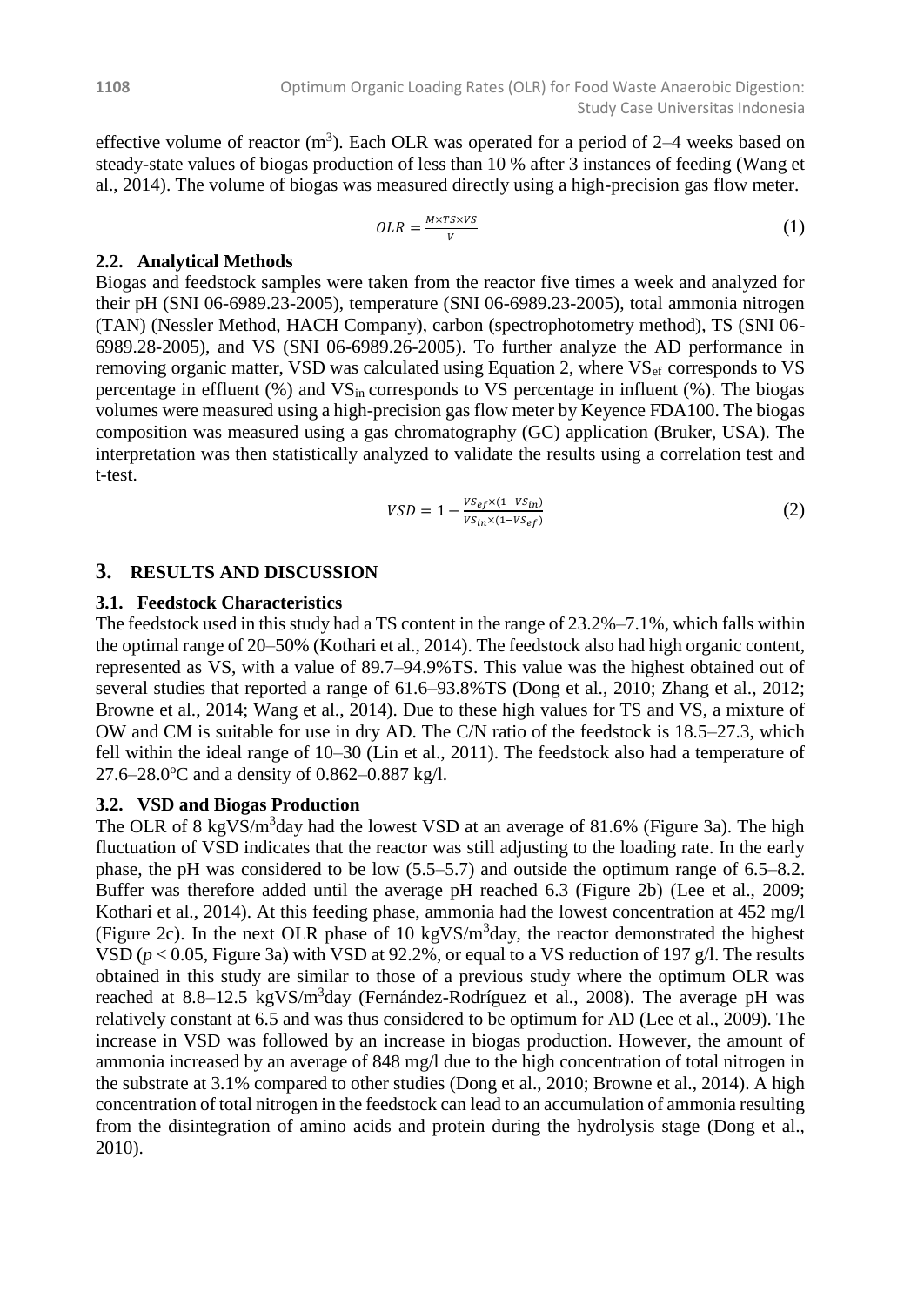effective volume of reactor ($m^3$). Each OLR was operated for a period of 2–4 weeks based on steady-state values of biogas production of less than 10 % after 3 instances of feeding (Wang et al., 2014). The volume of biogas was measured directly using a high-precision gas flow meter.

$$OLR = \frac{M \times TS \times VS}{V} \tag{1}$$

### 2.2. Analytical Methods

Biogas and feedstock samples were taken from the reactor five times a week and analyzed for their pH (SNI 06-6989.23-2005), temperature (SNI 06-6989.23-2005), total ammonia nitrogen (TAN) (Nessler Method, HACH Company), carbon (spectrophotometry method), TS (SNI 06-6989.28-2005), and VS (SNI 06-6989.26-2005). To further analyze the AD performance in removing organic matter, VSD was calculated using Equation 2, where $VS_{ef}$ corresponds to VS percentage in effluent (%) and $VS_{in}$ corresponds to VS percentage in influent (%). The biogas volumes were measured using a high-precision gas flow meter by Keyence FDA100. The biogas composition was measured using a gas chromatography (GC) application (Bruker, USA). The interpretation was then statistically analyzed to validate the results using a correlation test and t-test.

$$VSD = 1 - \frac{VS_{ef} \times (1 - VS_{in})}{VS_{in} \times (1 - VS_{ef})} \tag{2}$$

## 3. RESULTS AND DISCUSSION

### 3.1. Feedstock Characteristics

The feedstock used in this study had a TS content in the range of 23.2%–7.1%, which falls within the optimal range of 20–50% (Kothari et al., 2014). The feedstock also had high organic content, represented as VS, with a value of 89.7–94.9%TS. This value was the highest obtained out of several studies that reported a range of 61.6–93.8%TS (Dong et al., 2010; Zhang et al., 2012; Browne et al., 2014; Wang et al., 2014). Due to these high values for TS and VS, a mixture of OW and CM is suitable for use in dry AD. The C/N ratio of the feedstock is 18.5–27.3, which fell within the ideal range of 10–30 (Lin et al., 2011). The feedstock also had a temperature of 27.6–28.0°C and a density of 0.862–0.887 kg/l.

### 3.2. VSD and Biogas Production

The OLR of 8 kgVS/$m^3$day had the lowest VSD at an average of 81.6% (Figure 3a). The high fluctuation of VSD indicates that the reactor was still adjusting to the loading rate. In the early phase, the pH was considered to be low (5.5–5.7) and outside the optimum range of 6.5–8.2. Buffer was therefore added until the average pH reached 6.3 (Figure 2b) (Lee et al., 2009; Kothari et al., 2014). At this feeding phase, ammonia had the lowest concentration at 452 mg/l (Figure 2c). In the next OLR phase of 10 kgVS/$m^3$day, the reactor demonstrated the highest VSD ($p < 0.05$, Figure 3a) with VSD at 92.2%, or equal to a VS reduction of 197 g/l. The results obtained in this study are similar to those of a previous study where the optimum OLR was reached at 8.8–12.5 kgVS/$m^3$day (Fernández-Rodríguez et al., 2008). The average pH was relatively constant at 6.5 and was thus considered to be optimum for AD (Lee et al., 2009). The increase in VSD was followed by an increase in biogas production. However, the amount of ammonia increased by an average of 848 mg/l due to the high concentration of total nitrogen in the substrate at 3.1% compared to other studies (Dong et al., 2010; Browne et al., 2014). A high concentration of total nitrogen in the feedstock can lead to an accumulation of ammonia resulting from the disintegration of amino acids and protein during the hydrolysis stage (Dong et al., 2010).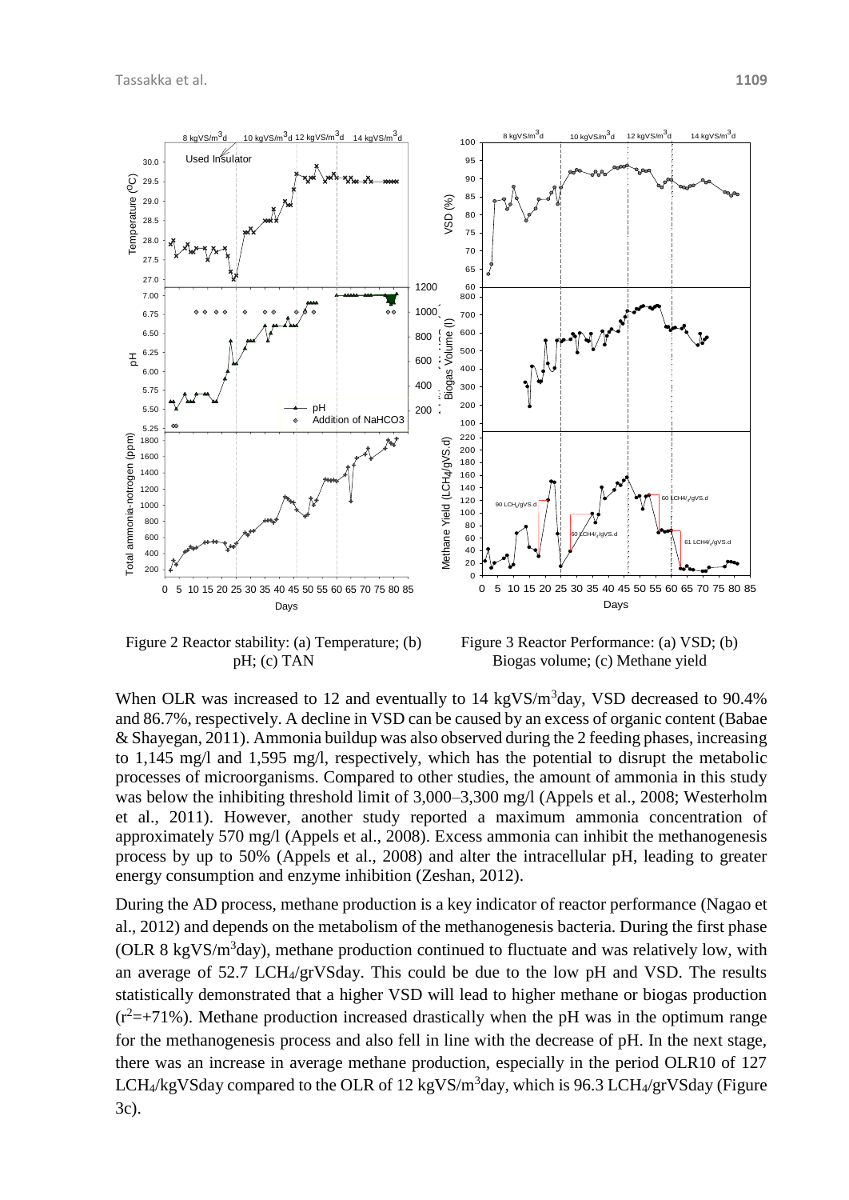Figure 2 Reactor stability: (a) Temperature; (b) pH; (c) TAN

Figure 3 Reactor Performance: (a) VSD; (b) Biogas volume; (c) Methane yield

When OLR was increased to 12 and eventually to 14 kgVS/m$^3$day, VSD decreased to 90.4% and 86.7%, respectively. A decline in VSD can be caused by an excess of organic content (Babae & Shayegan, 2011). Ammonia buildup was also observed during the 2 feeding phases, increasing to 1,145 mg/l and 1,595 mg/l, respectively, which has the potential to disrupt the metabolic processes of microorganisms. Compared to other studies, the amount of ammonia in this study was below the inhibiting threshold limit of 3,000–3,300 mg/l (Appels et al., 2008; Westerholm et al., 2011). However, another study reported a maximum ammonia concentration of approximately 570 mg/l (Appels et al., 2008). Excess ammonia can inhibit the methanogenesis process by up to 50% (Appels et al., 2008) and alter the intracellular pH, leading to greater energy consumption and enzyme inhibition (Zeshan, 2012).

During the AD process, methane production is a key indicator of reactor performance (Nagao et al., 2012) and depends on the metabolism of the methanogenesis bacteria. During the first phase (OLR 8 kgVS/m$^3$day), methane production continued to fluctuate and was relatively low, with an average of 52.7 $LCH_4$/grVSday. This could be due to the low pH and VSD. The results statistically demonstrated that a higher VSD will lead to higher methane or biogas production ($r^2$=+71%). Methane production increased drastically when the pH was in the optimum range for the methanogenesis process and also fell in line with the decrease of pH. In the next stage, there was an increase in average methane production, especially in the period OLR10 of 127 $LCH_4$/kgVSday compared to the OLR of 12 kgVS/m$^3$day, which is 96.3 $LCH_4$/grVSday (Figure 3c).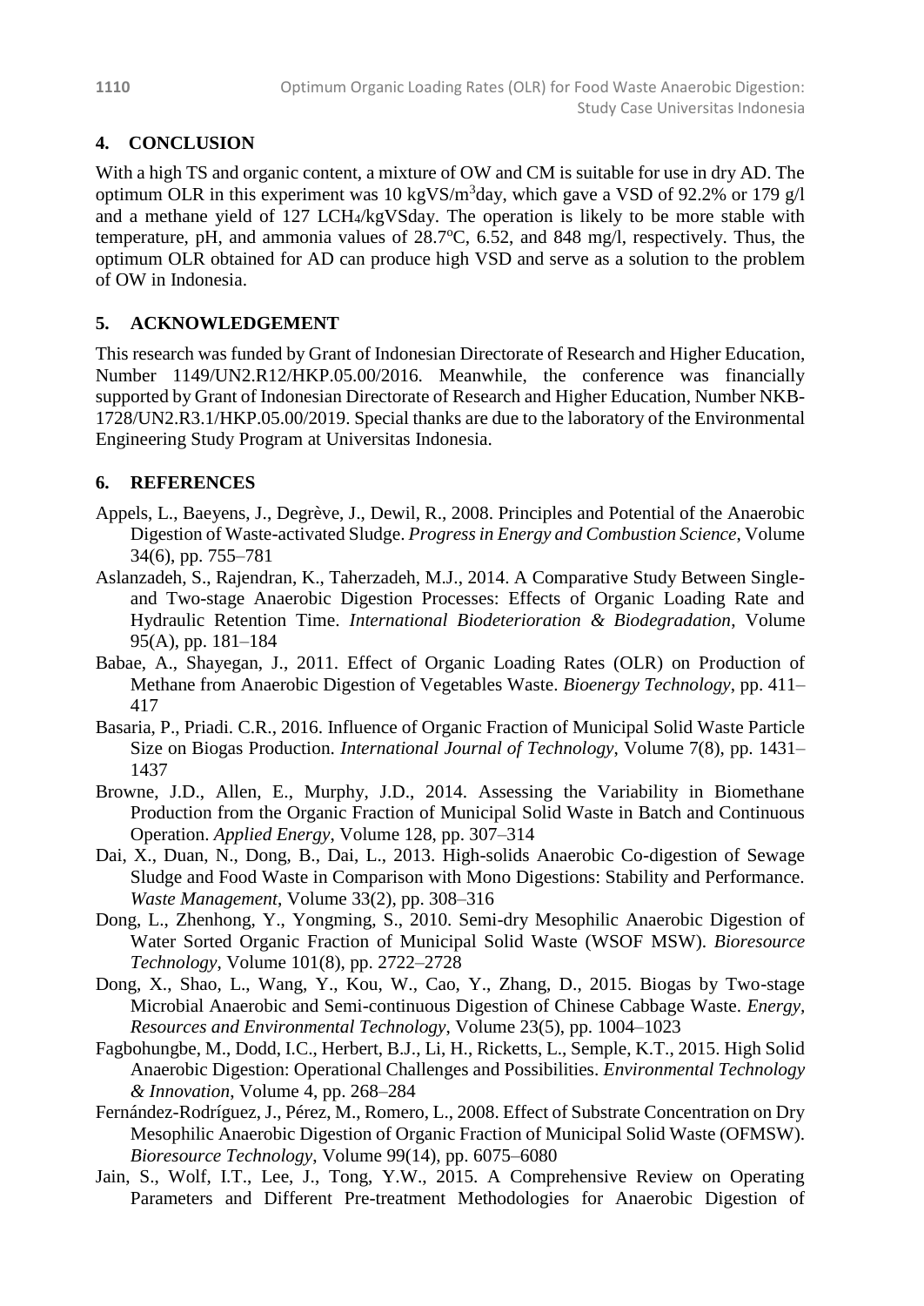## 4. CONCLUSION

With a high TS and organic content, a mixture of OW and CM is suitable for use in dry AD. The optimum OLR in this experiment was 10 kgVS/m$^3$day, which gave a VSD of 92.2% or 179 g/l and a methane yield of 127 LCH$_4$/kgVSday. The operation is likely to be more stable with temperature, pH, and ammonia values of 28.7$^o$C, 6.52, and 848 mg/l, respectively. Thus, the optimum OLR obtained for AD can produce high VSD and serve as a solution to the problem of OW in Indonesia.

## 5. ACKNOWLEDGEMENT

This research was funded by Grant of Indonesian Directorate of Research and Higher Education, Number 1149/UN2.R12/HKP.05.00/2016. Meanwhile, the conference was financially supported by Grant of Indonesian Directorate of Research and Higher Education, Number NKB-1728/UN2.R3.1/HKP.05.00/2019. Special thanks are due to the laboratory of the Environmental Engineering Study Program at Universitas Indonesia.

## 6. REFERENCES

Appels, L., Baeyens, J., Degrève, J., Dewil, R., 2008. Principles and Potential of the Anaerobic Digestion of Waste-activated Sludge. *Progress in Energy and Combustion Science*, Volume 34(6), pp. 755–781

Aslanzadeh, S., Rajendran, K., Taherzadeh, M.J., 2014. A Comparative Study Between Single- and Two-stage Anaerobic Digestion Processes: Effects of Organic Loading Rate and Hydraulic Retention Time. *International Biodeterioration & Biodegradation*, Volume 95(A), pp. 181–184

Babae, A., Shayegan, J., 2011. Effect of Organic Loading Rates (OLR) on Production of Methane from Anaerobic Digestion of Vegetables Waste. *Bioenergy Technology*, pp. 411–417

Basaria, P., Priadi. C.R., 2016. Influence of Organic Fraction of Municipal Solid Waste Particle Size on Biogas Production. *International Journal of Technology*, Volume 7(8), pp. 1431–1437

Browne, J.D., Allen, E., Murphy, J.D., 2014. Assessing the Variability in Biomethane Production from the Organic Fraction of Municipal Solid Waste in Batch and Continuous Operation. *Applied Energy*, Volume 128, pp. 307–314

Dai, X., Duan, N., Dong, B., Dai, L., 2013. High-solids Anaerobic Co-digestion of Sewage Sludge and Food Waste in Comparison with Mono Digestions: Stability and Performance. *Waste Management*, Volume 33(2), pp. 308–316

Dong, L., Zhenhong, Y., Yongming, S., 2010. Semi-dry Mesophilic Anaerobic Digestion of Water Sorted Organic Fraction of Municipal Solid Waste (WSOF MSW). *Bioresource Technology*, Volume 101(8), pp. 2722–2728

Dong, X., Shao, L., Wang, Y., Kou, W., Cao, Y., Zhang, D., 2015. Biogas by Two-stage Microbial Anaerobic and Semi-continuous Digestion of Chinese Cabbage Waste. *Energy, Resources and Environmental Technology*, Volume 23(5), pp. 1004–1023

Fagbohungbe, M., Dodd, I.C., Herbert, B.J., Li, H., Ricketts, L., Semple, K.T., 2015. High Solid Anaerobic Digestion: Operational Challenges and Possibilities. *Environmental Technology & Innovation*, Volume 4, pp. 268–284

Fernández-Rodríguez, J., Pérez, M., Romero, L., 2008. Effect of Substrate Concentration on Dry Mesophilic Anaerobic Digestion of Organic Fraction of Municipal Solid Waste (OFMSW). *Bioresource Technology*, Volume 99(14), pp. 6075–6080

Jain, S., Wolf, I.T., Lee, J., Tong, Y.W., 2015. A Comprehensive Review on Operating Parameters and Different Pre-treatment Methodologies for Anaerobic Digestion of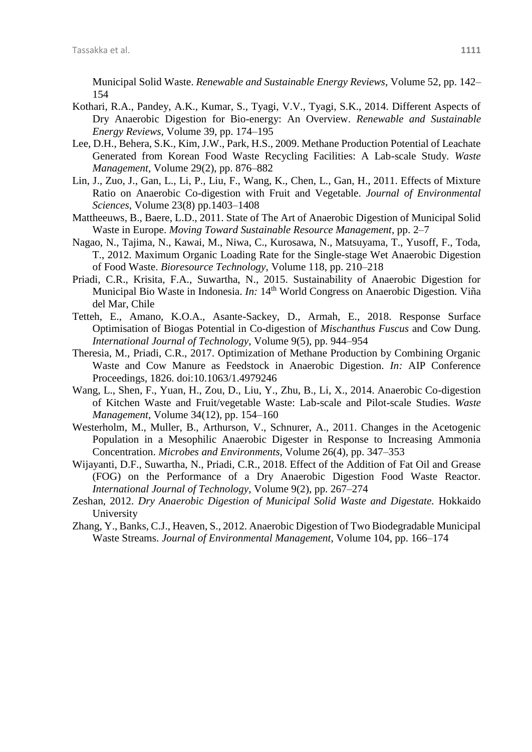Municipal Solid Waste. *Renewable and Sustainable Energy Reviews*, Volume 52, pp. 142–154

Kothari, R.A., Pandey, A.K., Kumar, S., Tyagi, V.V., Tyagi, S.K., 2014. Different Aspects of Dry Anaerobic Digestion for Bio-energy: An Overview. *Renewable and Sustainable Energy Reviews*, Volume 39, pp. 174–195

Lee, D.H., Behera, S.K., Kim, J.W., Park, H.S., 2009. Methane Production Potential of Leachate Generated from Korean Food Waste Recycling Facilities: A Lab-scale Study. *Waste Management*, Volume 29(2), pp. 876–882

Lin, J., Zuo, J., Gan, L., Li, P., Liu, F., Wang, K., Chen, L., Gan, H., 2011. Effects of Mixture Ratio on Anaerobic Co-digestion with Fruit and Vegetable. *Journal of Environmental Sciences*, Volume 23(8) pp.1403–1408

Mattheeuws, B., Baere, L.D., 2011. State of The Art of Anaerobic Digestion of Municipal Solid Waste in Europe. *Moving Toward Sustainable Resource Management*, pp. 2–7

Nagao, N., Tajima, N., Kawai, M., Niwa, C., Kurosawa, N., Matsuyama, T., Yusoff, F., Toda, T., 2012. Maximum Organic Loading Rate for the Single-stage Wet Anaerobic Digestion of Food Waste. *Bioresource Technology*, Volume 118, pp. 210–218

Priadi, C.R., Krisita, F.A., Suwartha, N., 2015. Sustainability of Anaerobic Digestion for Municipal Bio Waste in Indonesia. *In:* 14th World Congress on Anaerobic Digestion. Viña del Mar, Chile

Tetteh, E., Amano, K.O.A., Asante-Sackey, D., Armah, E., 2018. Response Surface Optimisation of Biogas Potential in Co-digestion of *Mischanthus Fuscus* and Cow Dung. *International Journal of Technology*, Volume 9(5), pp. 944–954

Theresia, M., Priadi, C.R., 2017. Optimization of Methane Production by Combining Organic Waste and Cow Manure as Feedstock in Anaerobic Digestion. *In:* AIP Conference Proceedings, 1826. doi:10.1063/1.4979246

Wang, L., Shen, F., Yuan, H., Zou, D., Liu, Y., Zhu, B., Li, X., 2014. Anaerobic Co-digestion of Kitchen Waste and Fruit/vegetable Waste: Lab-scale and Pilot-scale Studies. *Waste Management*, Volume 34(12), pp. 154–160

Westerholm, M., Muller, B., Arthurson, V., Schnurer, A., 2011. Changes in the Acetogenic Population in a Mesophilic Anaerobic Digester in Response to Increasing Ammonia Concentration. *Microbes and Environments*, Volume 26(4), pp. 347–353

Wijayanti, D.F., Suwartha, N., Priadi, C.R., 2018. Effect of the Addition of Fat Oil and Grease (FOG) on the Performance of a Dry Anaerobic Digestion Food Waste Reactor. *International Journal of Technology*, Volume 9(2), pp. 267–274

Zeshan, 2012. *Dry Anaerobic Digestion of Municipal Solid Waste and Digestate.* Hokkaido University

Zhang, Y., Banks, C.J., Heaven, S., 2012. Anaerobic Digestion of Two Biodegradable Municipal Waste Streams. *Journal of Environmental Management*, Volume 104, pp. 166–174